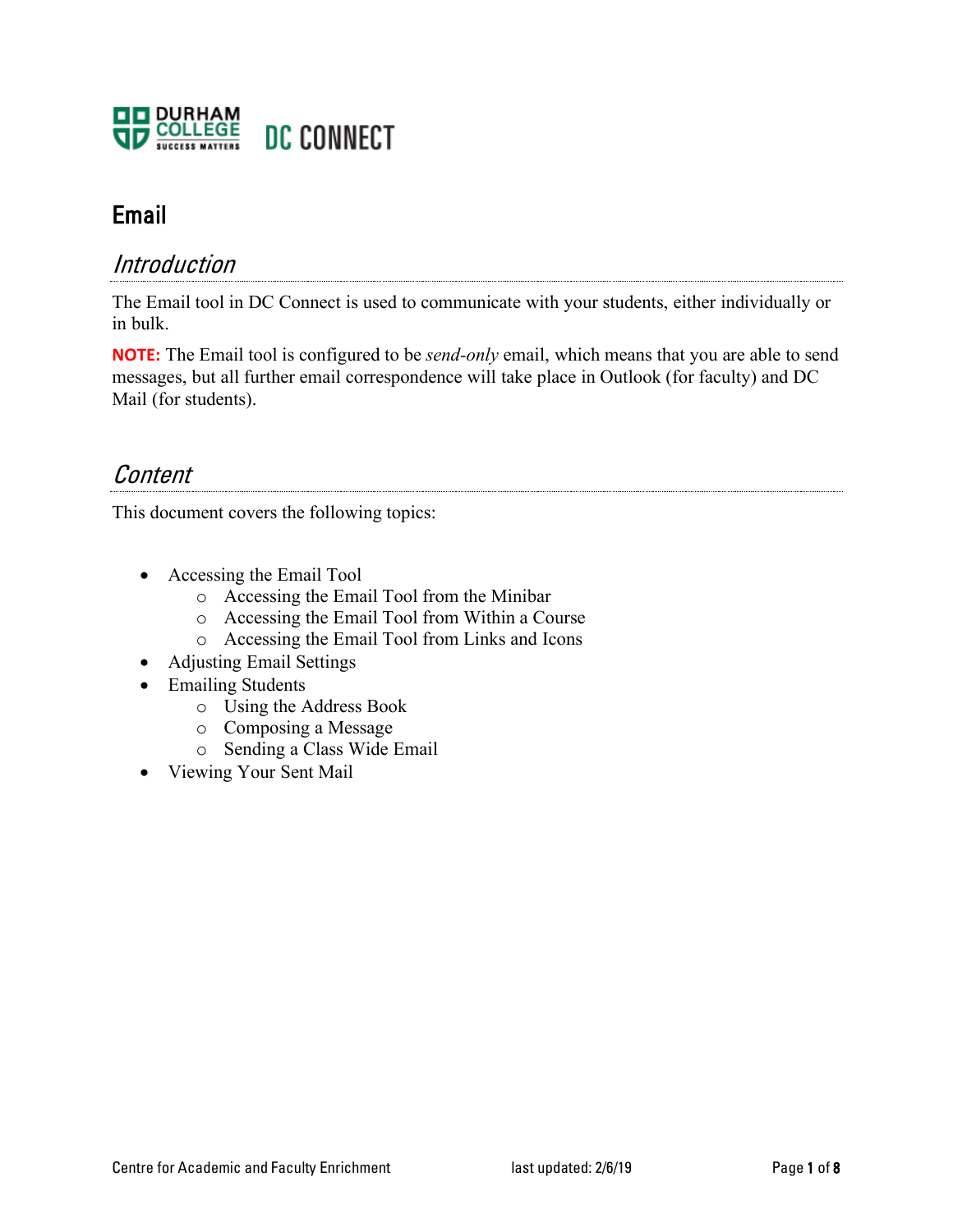# Email

## *Introduction*

The Email tool in DC Connect is used to communicate with your students, either individually or in bulk.

**NOTE:** The Email tool is configured to be *send-only* email, which means that you are able to send messages, but all further email correspondence will take place in Outlook (for faculty) and DC Mail (for students).

## *Content*

This document covers the following topics:

- Accessing the Email Tool
  - Accessing the Email Tool from the Minibar
  - Accessing the Email Tool from Within a Course
  - Accessing the Email Tool from Links and Icons
- Adjusting Email Settings
- Emailing Students
  - Using the Address Book
  - Composing a Message
  - Sending a Class Wide Email
- Viewing Your Sent Mail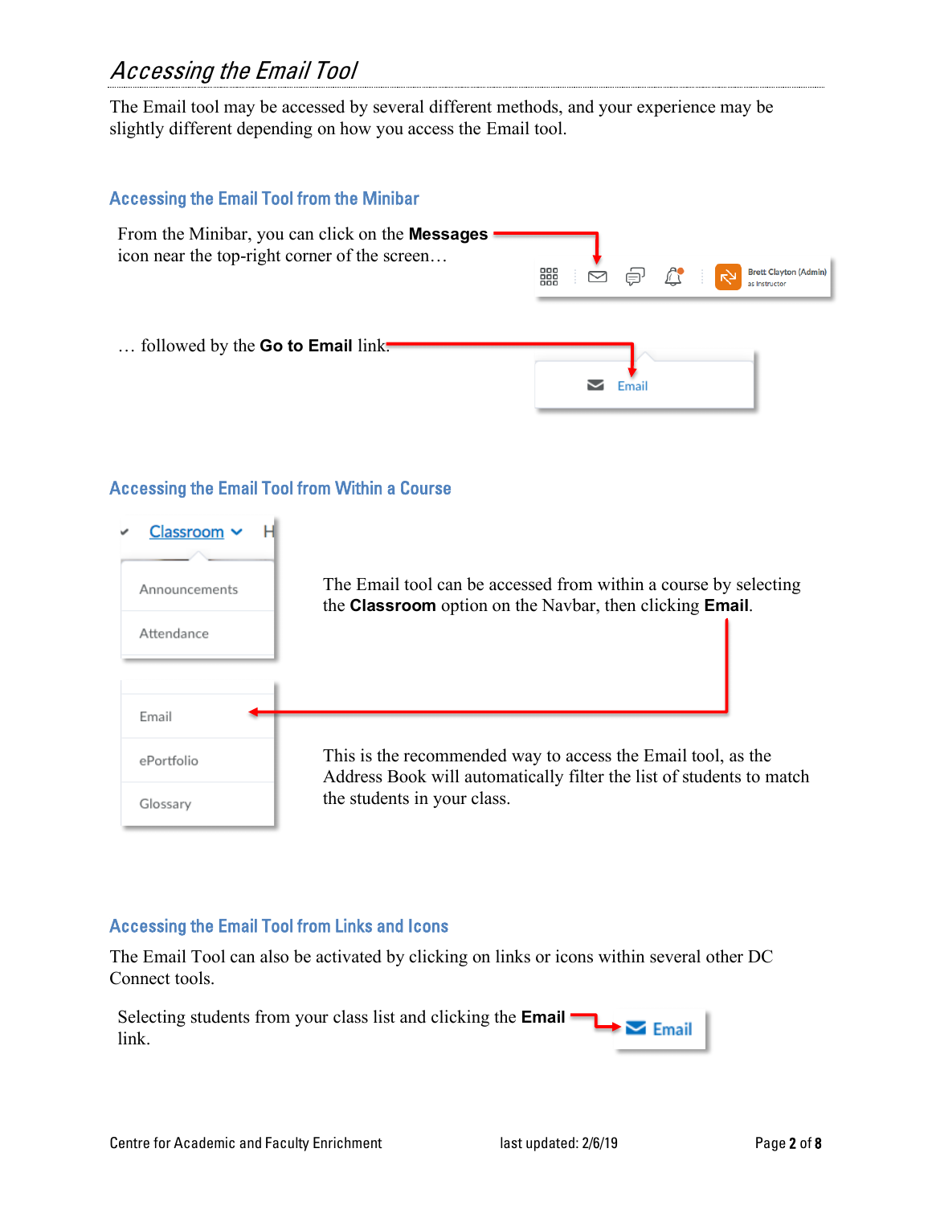# *Accessing the Email Tool*

The Email tool may be accessed by several different methods, and your experience may be slightly different depending on how you access the Email tool.

## Accessing the Email Tool from the Minibar

From the Minibar, you can click on the **Messages** icon near the top-right corner of the screen…

… followed by the **Go to Email** link.

## Accessing the Email Tool from Within a Course

The Email tool can be accessed from within a course by selecting the **Classroom** option on the Navbar, then clicking **Email**.

This is the recommended way to access the Email tool, as the Address Book will automatically filter the list of students to match the students in your class.

## Accessing the Email Tool from Links and Icons

The Email Tool can also be activated by clicking on links or icons within several other DC Connect tools.

Selecting students from your class list and clicking the **Email** link.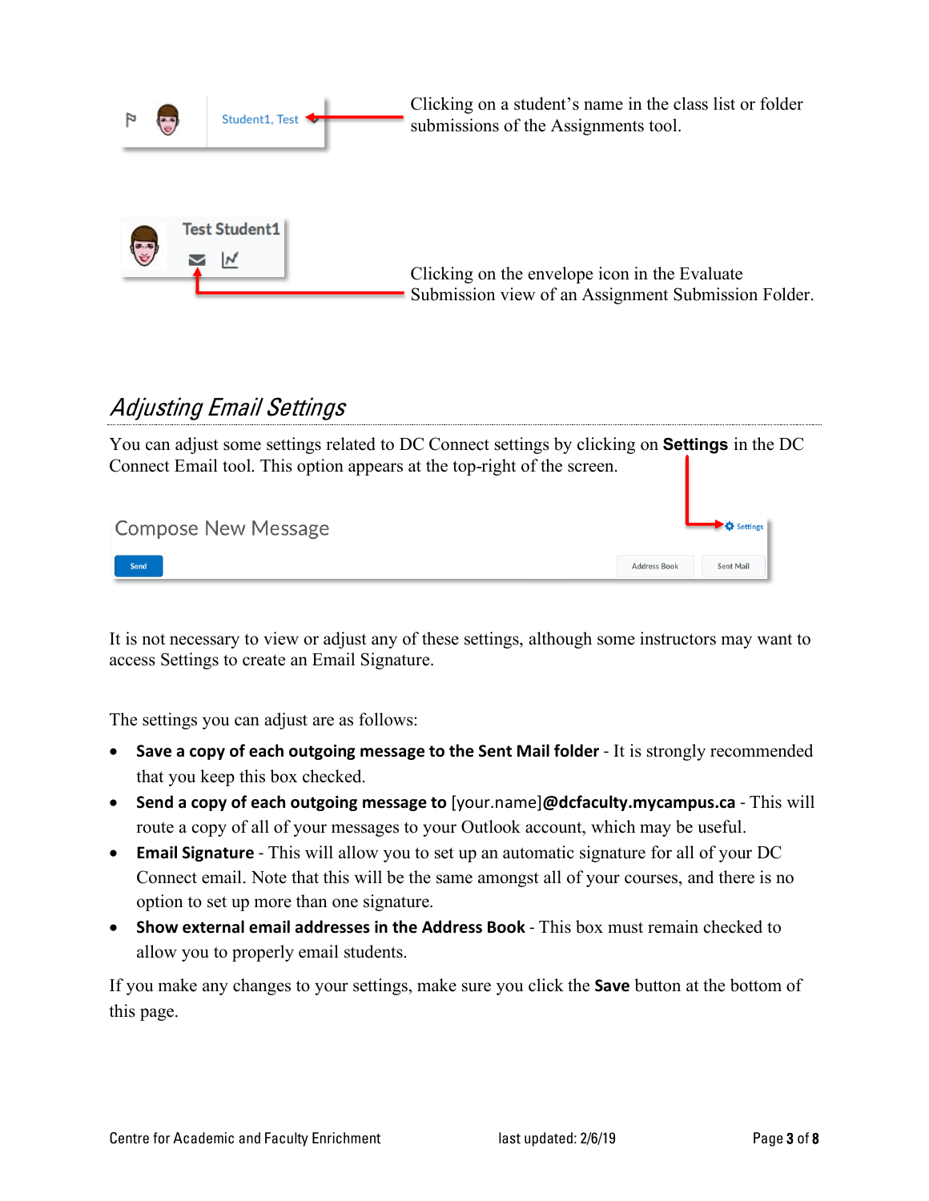Clicking on a student's name in the class list or folder submissions of the Assignments tool.

Clicking on the envelope icon in the Evaluate Submission view of an Assignment Submission Folder.

## *Adjusting Email Settings*

You can adjust some settings related to DC Connect settings by clicking on **Settings** in the DC Connect Email tool. This option appears at the top-right of the screen.

It is not necessary to view or adjust any of these settings, although some instructors may want to access Settings to create an Email Signature.

The settings you can adjust are as follows:

- **Save a copy of each outgoing message to the Sent Mail folder** - It is strongly recommended that you keep this box checked.
- **Send a copy of each outgoing message to** [your.name]**@dcfaculty.mycampus.ca** - This will route a copy of all of your messages to your Outlook account, which may be useful.
- **Email Signature** - This will allow you to set up an automatic signature for all of your DC Connect email. Note that this will be the same amongst all of your courses, and there is no option to set up more than one signature.
- **Show external email addresses in the Address Book** - This box must remain checked to allow you to properly email students.

If you make any changes to your settings, make sure you click the **Save** button at the bottom of this page.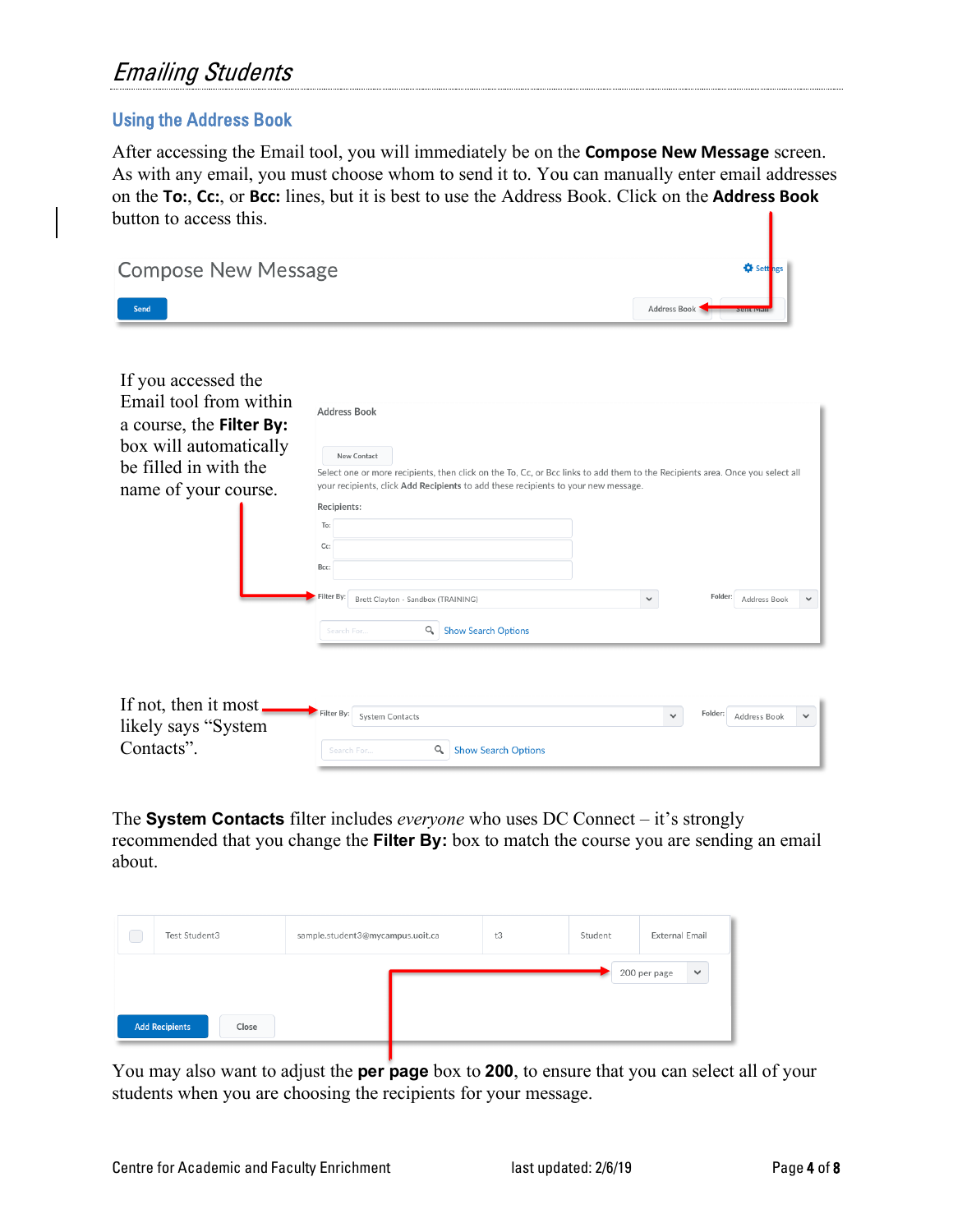## Emailing Students

### Using the Address Book

After accessing the Email tool, you will immediately be on the **Compose New Message** screen. As with any email, you must choose whom to send it to. You can manually enter email addresses on the **To:**, **Cc:**, or **Bcc:** lines, but it is best to use the Address Book. Click on the **Address Book** button to access this.

If you accessed the Email tool from within a course, the **Filter By:** box will automatically be filled in with the name of your course.

If not, then it most likely says "System Contacts".

The **System Contacts** filter includes *everyone* who uses DC Connect – it's strongly recommended that you change the **Filter By:** box to match the course you are sending an email about.

You may also want to adjust the **per page** box to **200**, to ensure that you can select all of your students when you are choosing the recipients for your message.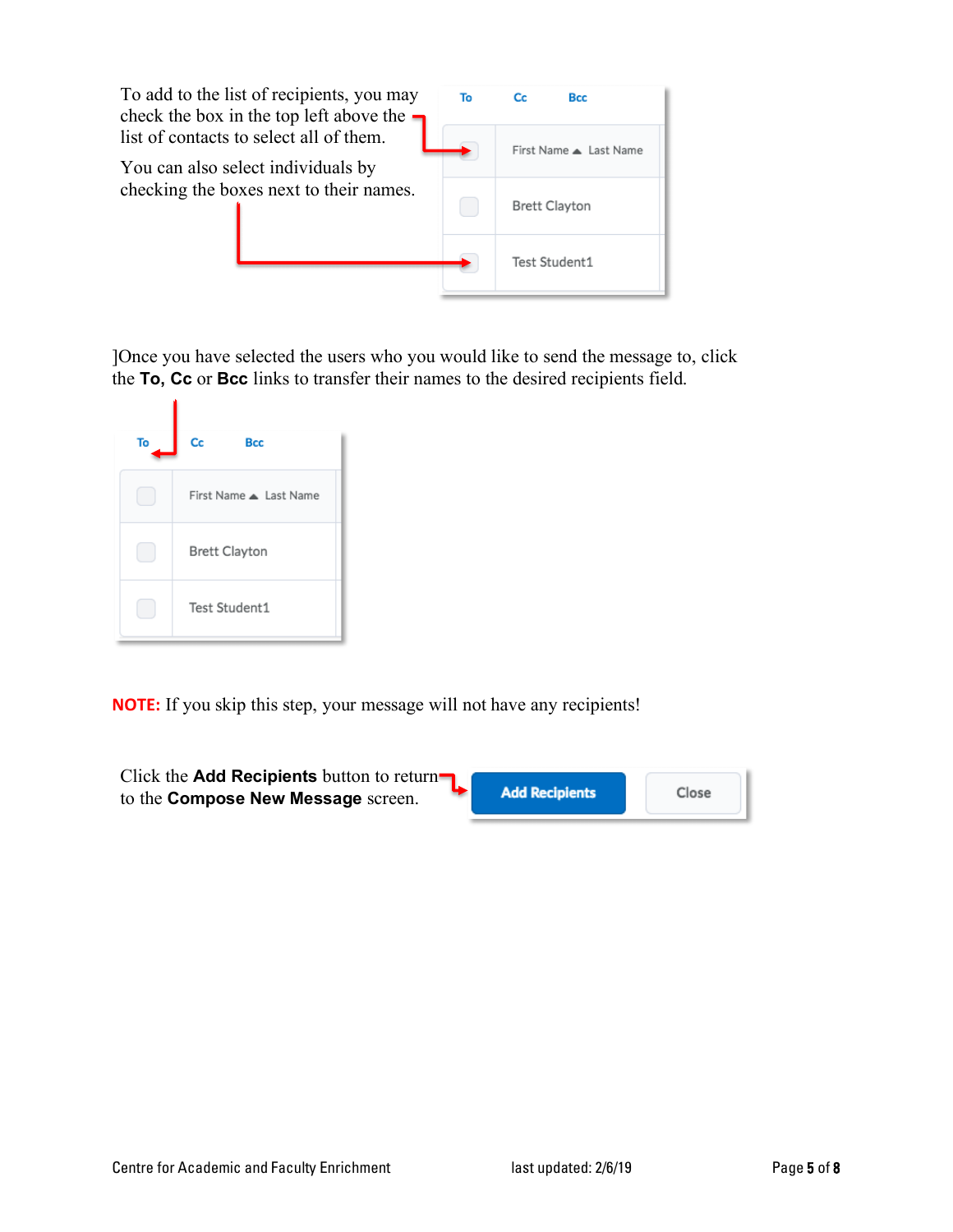To add to the list of recipients, you may check the box in the top left above the list of contacts to select all of them.

You can also select individuals by checking the boxes next to their names.

| | To | Cc | Bcc |
|---|---|---|---|
| ☐ | First Name ▲ Last Name | | |
| ☐ | Brett Clayton | | |
| ☐ | Test Student1 | | |

]Once you have selected the users who you would like to send the message to, click the **To, Cc** or **Bcc** links to transfer their names to the desired recipients field.

| | To | Cc | Bcc |
|---|---|---|---|
| ☐ | First Name ▲ Last Name | | |
| ☐ | Brett Clayton | | |
| ☐ | Test Student1 | | |

**NOTE:** If you skip this step, your message will not have any recipients!

Click the **Add Recipients** button to return to the **Compose New Message** screen.

**Add Recipients** | Close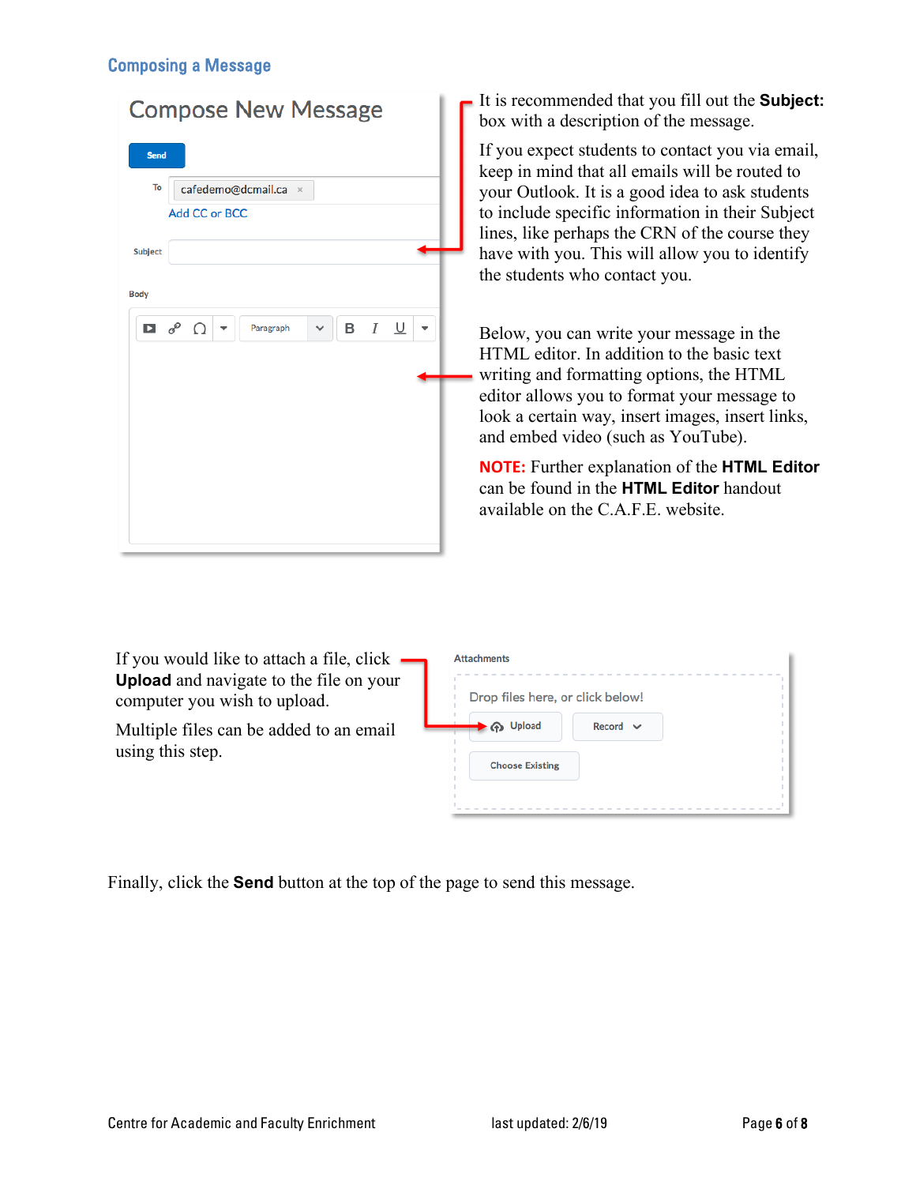## Composing a Message

It is recommended that you fill out the **Subject:** box with a description of the message.

If you expect students to contact you via email, keep in mind that all emails will be routed to your Outlook. It is a good idea to ask students to include specific information in their Subject lines, like perhaps the CRN of the course they have with you. This will allow you to identify the students who contact you.

Below, you can write your message in the HTML editor. In addition to the basic text writing and formatting options, the HTML editor allows you to format your message to look a certain way, insert images, insert links, and embed video (such as YouTube).

**NOTE:** Further explanation of the **HTML Editor** can be found in the **HTML Editor** handout available on the C.A.F.E. website.

If you would like to attach a file, click **Upload** and navigate to the file on your computer you wish to upload.

Multiple files can be added to an email using this step.

Finally, click the **Send** button at the top of the page to send this message.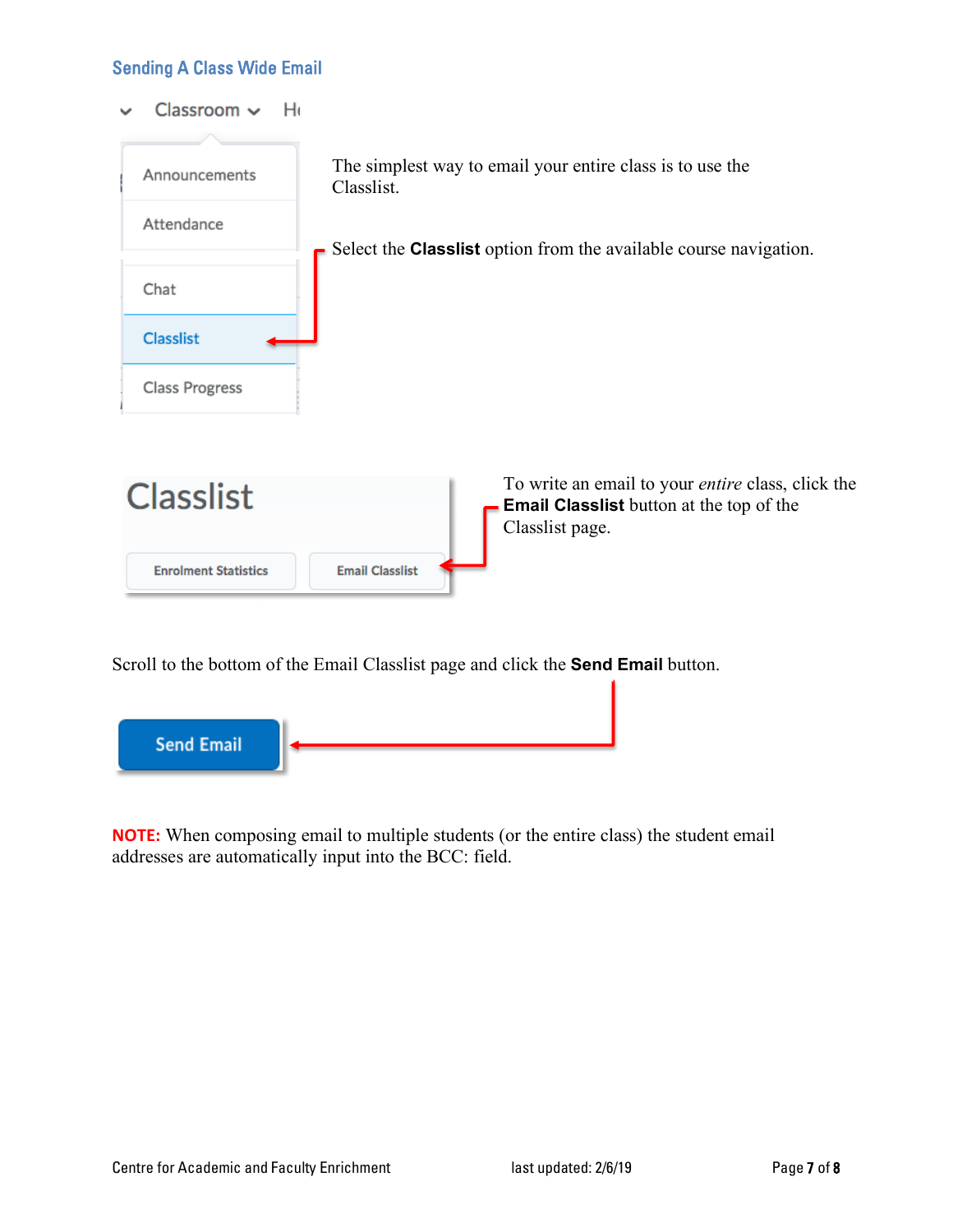## Sending A Class Wide Email

The simplest way to email your entire class is to use the Classlist.

Select the **Classlist** option from the available course navigation.

To write an email to your *entire* class, click the **Email Classlist** button at the top of the Classlist page.

Scroll to the bottom of the Email Classlist page and click the **Send Email** button.

**NOTE:** When composing email to multiple students (or the entire class) the student email addresses are automatically input into the BCC: field.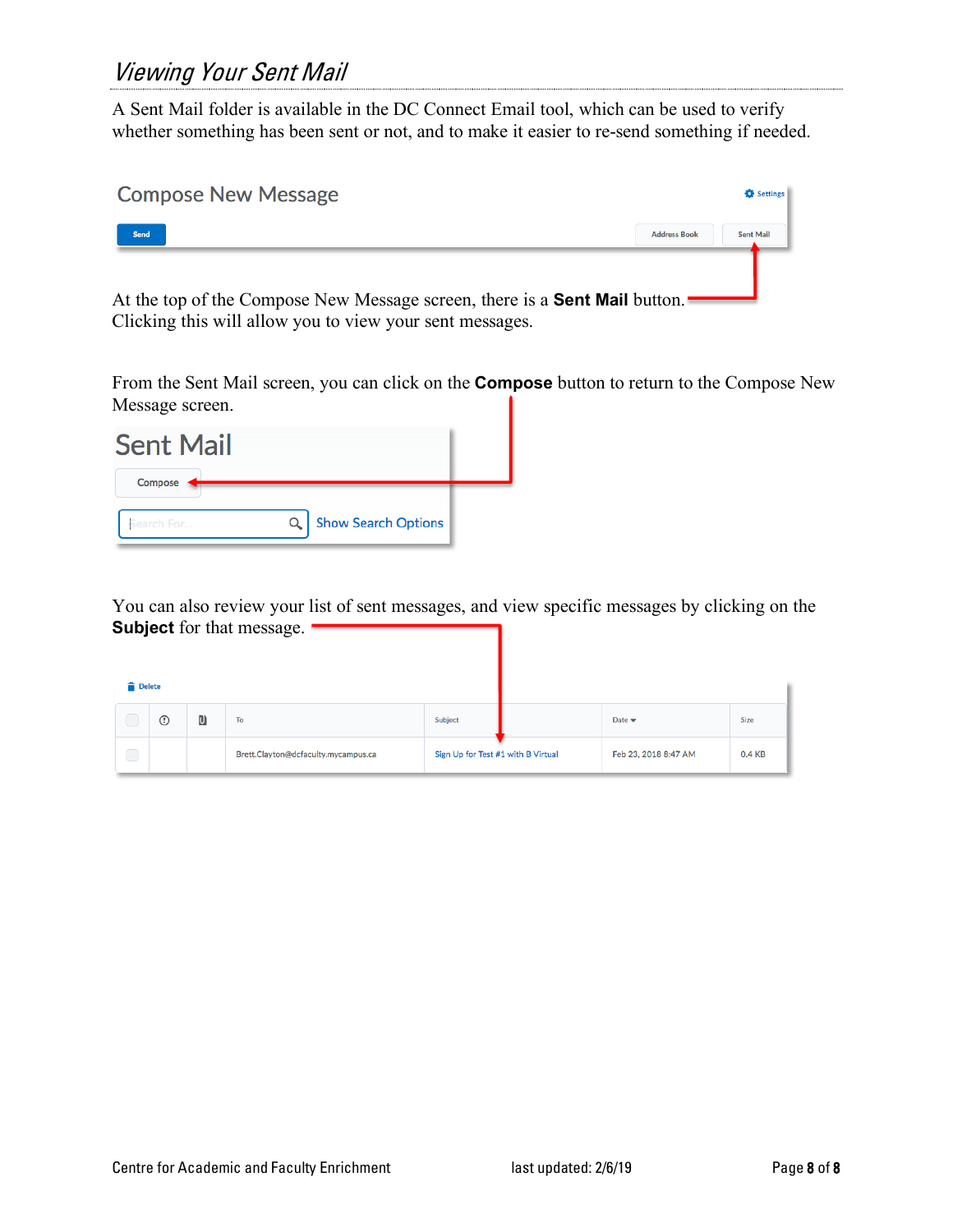## *Viewing Your Sent Mail*

A Sent Mail folder is available in the DC Connect Email tool, which can be used to verify whether something has been sent or not, and to make it easier to re-send something if needed.

At the top of the Compose New Message screen, there is a **Sent Mail** button. Clicking this will allow you to view your sent messages.

From the Sent Mail screen, you can click on the **Compose** button to return to the Compose New Message screen.

You can also review your list of sent messages, and view specific messages by clicking on the **Subject** for that message.